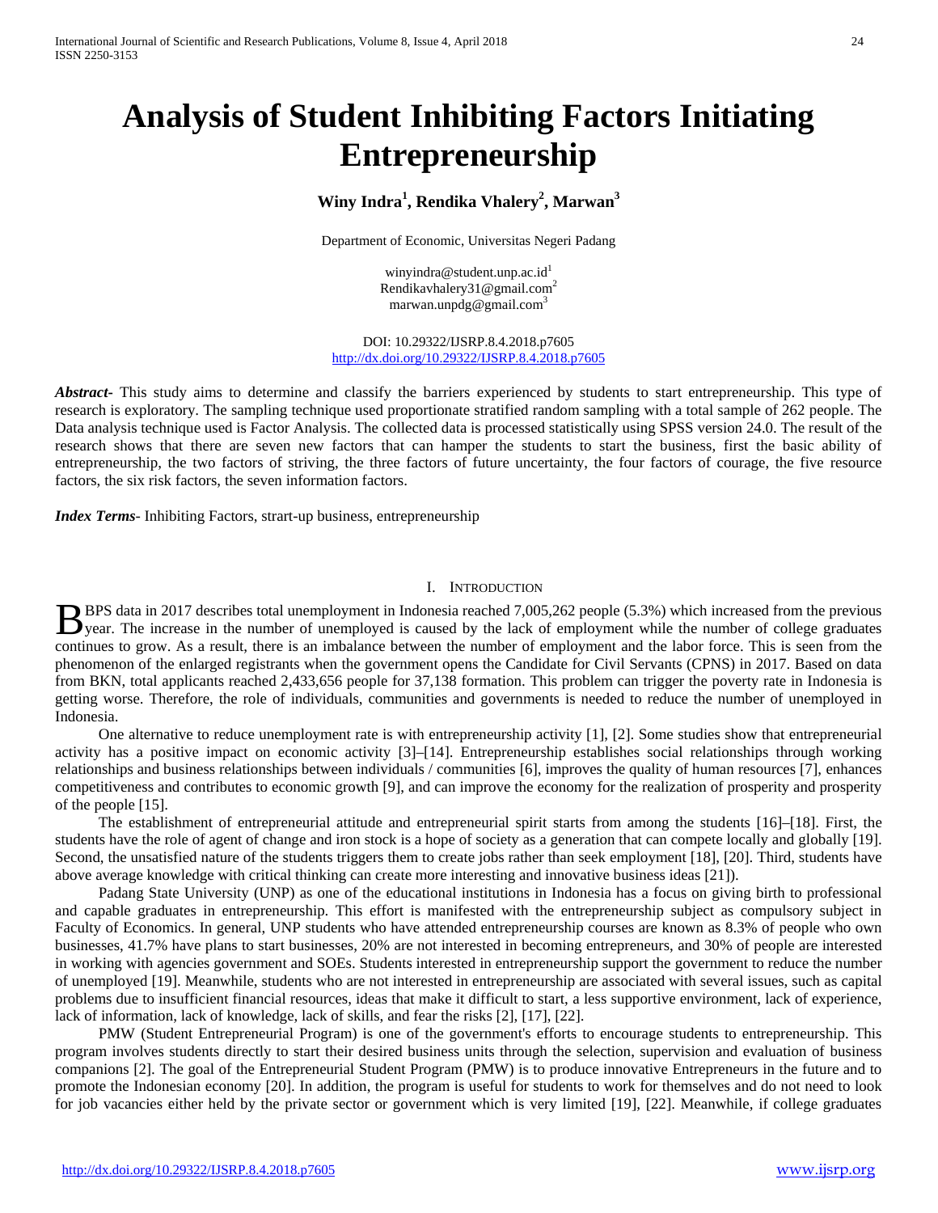# Analysis of Student Inhibiting Factors Initiating Entrepreneurship

**Winy Indra[1], Rendika Vhalery[2], Marwan[3]**

Department of Economic, Universitas Negeri Padang

winyindra@student.unp.ac.id[1]
Rendikavhalery31@gmail.com[2]
marwan.unpdg@gmail.com[3]

DOI: 10.29322/IJSRP.8.4.2018.p7605
http://dx.doi.org/10.29322/IJSRP.8.4.2018.p7605

***Abstract***- This study aims to determine and classify the barriers experienced by students to start entrepreneurship. This type of research is exploratory. The sampling technique used proportionate stratified random sampling with a total sample of 262 people. The Data analysis technique used is Factor Analysis. The collected data is processed statistically using SPSS version 24.0. The result of the research shows that there are seven new factors that can hamper the students to start the business, first the basic ability of entrepreneurship, the two factors of striving, the three factors of future uncertainty, the four factors of courage, the five resource factors, the six risk factors, the seven information factors.

***Index Terms***- Inhibiting Factors, strart-up business, entrepreneurship

## I. Introduction

BPS data in 2017 describes total unemployment in Indonesia reached 7,005,262 people (5.3%) which increased from the previous year. The increase in the number of unemployed is caused by the lack of employment while the number of college graduates continues to grow. As a result, there is an imbalance between the number of employment and the labor force. This is seen from the phenomenon of the enlarged registrants when the government opens the Candidate for Civil Servants (CPNS) in 2017. Based on data from BKN, total applicants reached 2,433,656 people for 37,138 formation. This problem can trigger the poverty rate in Indonesia is getting worse. Therefore, the role of individuals, communities and governments is needed to reduce the number of unemployed in Indonesia.

One alternative to reduce unemployment rate is with entrepreneurship activity [1], [2]. Some studies show that entrepreneurial activity has a positive impact on economic activity [3]–[14]. Entrepreneurship establishes social relationships through working relationships and business relationships between individuals / communities [6], improves the quality of human resources [7], enhances competitiveness and contributes to economic growth [9], and can improve the economy for the realization of prosperity and prosperity of the people [15].

The establishment of entrepreneurial attitude and entrepreneurial spirit starts from among the students [16]–[18]. First, the students have the role of agent of change and iron stock is a hope of society as a generation that can compete locally and globally [19]. Second, the unsatisfied nature of the students triggers them to create jobs rather than seek employment [18], [20]. Third, students have above average knowledge with critical thinking can create more interesting and innovative business ideas [21]).

Padang State University (UNP) as one of the educational institutions in Indonesia has a focus on giving birth to professional and capable graduates in entrepreneurship. This effort is manifested with the entrepreneurship subject as compulsory subject in Faculty of Economics. In general, UNP students who have attended entrepreneurship courses are known as 8.3% of people who own businesses, 41.7% have plans to start businesses, 20% are not interested in becoming entrepreneurs, and 30% of people are interested in working with agencies government and SOEs. Students interested in entrepreneurship support the government to reduce the number of unemployed [19]. Meanwhile, students who are not interested in entrepreneurship are associated with several issues, such as capital problems due to insufficient financial resources, ideas that make it difficult to start, a less supportive environment, lack of experience, lack of information, lack of knowledge, lack of skills, and fear the risks [2], [17], [22].

PMW (Student Entrepreneurial Program) is one of the government's efforts to encourage students to entrepreneurship. This program involves students directly to start their desired business units through the selection, supervision and evaluation of business companions [2]. The goal of the Entrepreneurial Student Program (PMW) is to produce innovative Entrepreneurs in the future and to promote the Indonesian economy [20]. In addition, the program is useful for students to work for themselves and do not need to look for job vacancies either held by the private sector or government which is very limited [19], [22]. Meanwhile, if college graduates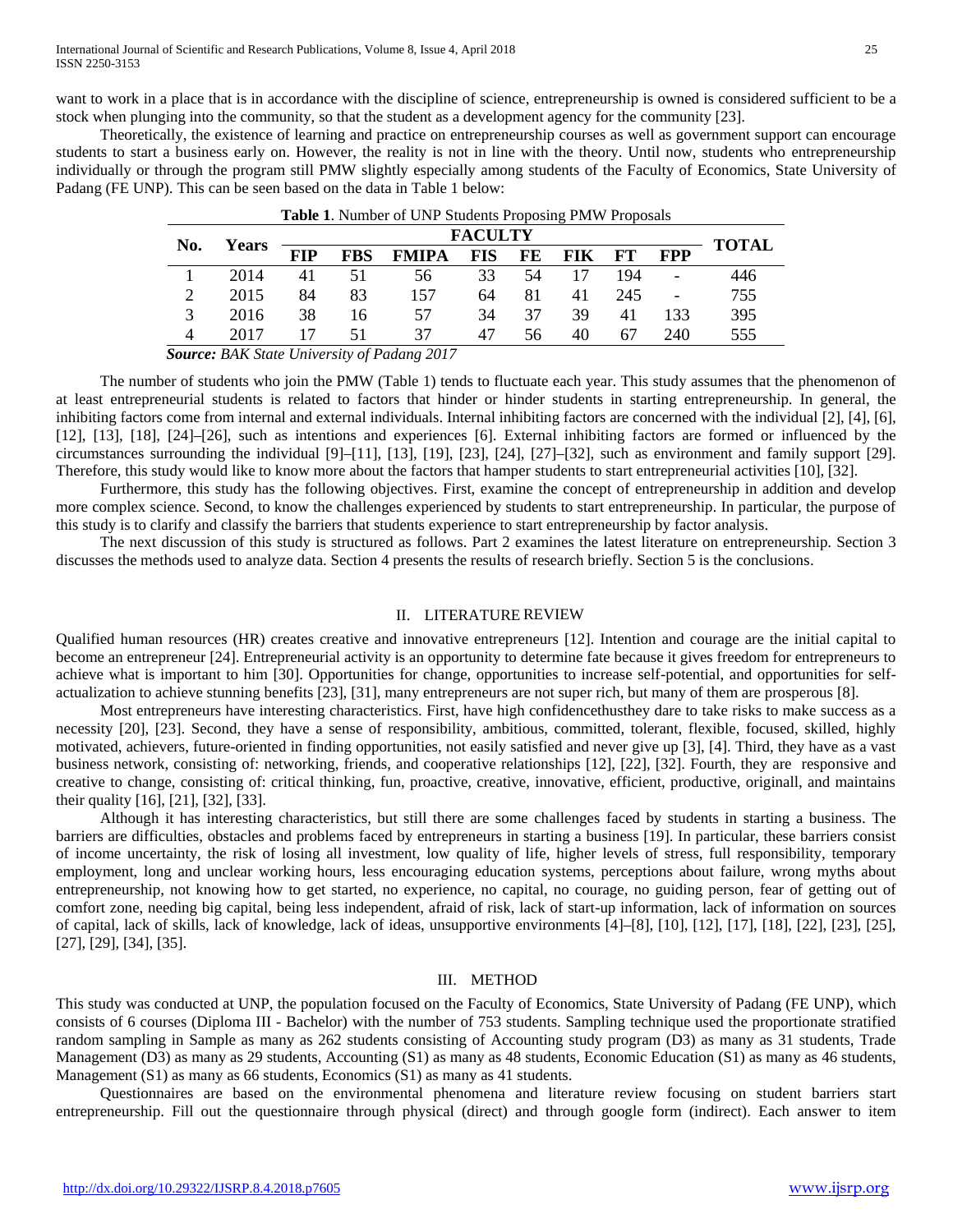want to work in a place that is in accordance with the discipline of science, entrepreneurship is owned is considered sufficient to be a stock when plunging into the community, so that the student as a development agency for the community [23].

Theoretically, the existence of learning and practice on entrepreneurship courses as well as government support can encourage students to start a business early on. However, the reality is not in line with the theory. Until now, students who entrepreneurship individually or through the program still PMW slightly especially among students of the Faculty of Economics, State University of Padang (FE UNP). This can be seen based on the data in Table 1 below:

**Table 1**. Number of UNP Students Proposing PMW Proposals

| No. | Years | FACULTY | | | | | | | | TOTAL |
|---|---|---|---|---|---|---|---|---|---|---|
| | | FIP | FBS | FMIPA | FIS | FE | FIK | FT | FPP | |
| 1 | 2014 | 41 | 51 | 56 | 33 | 54 | 17 | 194 | - | 446 |
| 2 | 2015 | 84 | 83 | 157 | 64 | 81 | 41 | 245 | - | 755 |
| 3 | 2016 | 38 | 16 | 57 | 34 | 37 | 39 | 41 | 133 | 395 |
| 4 | 2017 | 17 | 51 | 37 | 47 | 56 | 40 | 67 | 240 | 555 |

***Source:*** *BAK State University of Padang 2017*

The number of students who join the PMW (Table 1) tends to fluctuate each year. This study assumes that the phenomenon of at least entrepreneurial students is related to factors that hinder or hinder students in starting entrepreneurship. In general, the inhibiting factors come from internal and external individuals. Internal inhibiting factors are concerned with the individual [2], [4], [6], [12], [13], [18], [24]–[26], such as intentions and experiences [6]. External inhibiting factors are formed or influenced by the circumstances surrounding the individual [9]–[11], [13], [19], [23], [24], [27]–[32], such as environment and family support [29]. Therefore, this study would like to know more about the factors that hamper students to start entrepreneurial activities [10], [32].

Furthermore, this study has the following objectives. First, examine the concept of entrepreneurship in addition and develop more complex science. Second, to know the challenges experienced by students to start entrepreneurship. In particular, the purpose of this study is to clarify and classify the barriers that students experience to start entrepreneurship by factor analysis.

The next discussion of this study is structured as follows. Part 2 examines the latest literature on entrepreneurship. Section 3 discusses the methods used to analyze data. Section 4 presents the results of research briefly. Section 5 is the conclusions.

## II. LITERATURE REVIEW

Qualified human resources (HR) creates creative and innovative entrepreneurs [12]. Intention and courage are the initial capital to become an entrepreneur [24]. Entrepreneurial activity is an opportunity to determine fate because it gives freedom for entrepreneurs to achieve what is important to him [30]. Opportunities for change, opportunities to increase self-potential, and opportunities for self-actualization to achieve stunning benefits [23], [31], many entrepreneurs are not super rich, but many of them are prosperous [8].

Most entrepreneurs have interesting characteristics. First, have high confidencethusthey dare to take risks to make success as a necessity [20], [23]. Second, they have a sense of responsibility, ambitious, committed, tolerant, flexible, focused, skilled, highly motivated, achievers, future-oriented in finding opportunities, not easily satisfied and never give up [3], [4]. Third, they have as a vast business network, consisting of: networking, friends, and cooperative relationships [12], [22], [32]. Fourth, they are responsive and creative to change, consisting of: critical thinking, fun, proactive, creative, innovative, efficient, productive, originall, and maintains their quality [16], [21], [32], [33].

Although it has interesting characteristics, but still there are some challenges faced by students in starting a business. The barriers are difficulties, obstacles and problems faced by entrepreneurs in starting a business [19]. In particular, these barriers consist of income uncertainty, the risk of losing all investment, low quality of life, higher levels of stress, full responsibility, temporary employment, long and unclear working hours, less encouraging education systems, perceptions about failure, wrong myths about entrepreneurship, not knowing how to get started, no experience, no capital, no courage, no guiding person, fear of getting out of comfort zone, needing big capital, being less independent, afraid of risk, lack of start-up information, lack of information on sources of capital, lack of skills, lack of knowledge, lack of ideas, unsupportive environments [4]–[8], [10], [12], [17], [18], [22], [23], [25], [27], [29], [34], [35].

## III. METHOD

This study was conducted at UNP, the population focused on the Faculty of Economics, State University of Padang (FE UNP), which consists of 6 courses (Diploma III - Bachelor) with the number of 753 students. Sampling technique used the proportionate stratified random sampling in Sample as many as 262 students consisting of Accounting study program (D3) as many as 31 students, Trade Management (D3) as many as 29 students, Accounting (S1) as many as 48 students, Economic Education (S1) as many as 46 students, Management (S1) as many as 66 students, Economics (S1) as many as 41 students.

Questionnaires are based on the environmental phenomena and literature review focusing on student barriers start entrepreneurship. Fill out the questionnaire through physical (direct) and through google form (indirect). Each answer to item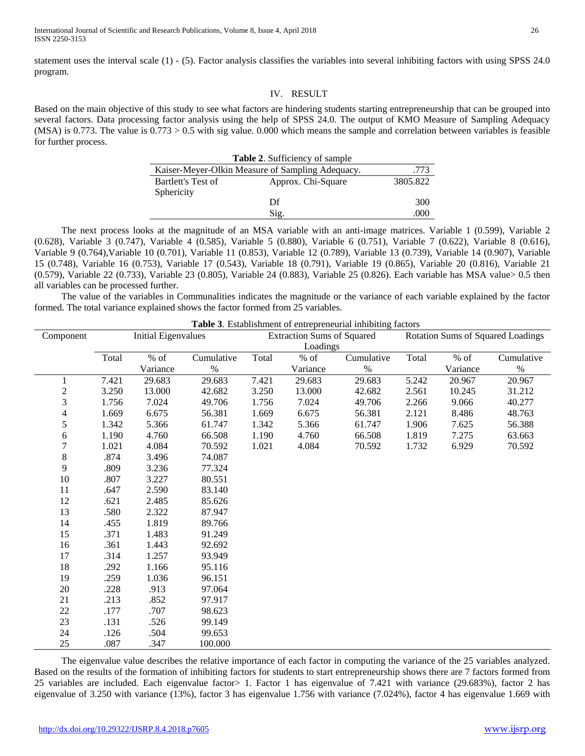statement uses the interval scale (1) - (5). Factor analysis classifies the variables into several inhibiting factors with using SPSS 24.0 program.

## IV. RESULT

Based on the main objective of this study to see what factors are hindering students starting entrepreneurship that can be grouped into several factors. Data processing factor analysis using the help of SPSS 24.0. The output of KMO Measure of Sampling Adequacy (MSA) is 0.773. The value is 0.773 > 0.5 with sig value. 0.000 which means the sample and correlation between variables is feasible for further process.

**Table 2**. Sufficiency of sample

| Kaiser-Meyer-Olkin Measure of Sampling Adequacy. | | .773 |
|---|---|---|
| Bartlett's Test of Sphericity | Approx. Chi-Square | 3805.822 |
| | Df | 300 |
| | Sig. | .000 |

The next process looks at the magnitude of an MSA variable with an anti-image matrices. Variable 1 (0.599), Variable 2 (0.628), Variable 3 (0.747), Variable 4 (0.585), Variable 5 (0.880), Variable 6 (0.751), Variable 7 (0.622), Variable 8 (0.616), Variable 9 (0.764),Variable 10 (0.701), Variable 11 (0.853), Variable 12 (0.789), Variable 13 (0.739), Variable 14 (0.907), Variable 15 (0.748), Variable 16 (0.753), Variable 17 (0.543), Variable 18 (0.791), Variable 19 (0.865), Variable 20 (0.816), Variable 21 (0.579), Variable 22 (0.733), Variable 23 (0.805), Variable 24 (0.883), Variable 25 (0.826). Each variable has MSA value> 0.5 then all variables can be processed further.

The value of the variables in Communalities indicates the magnitude or the variance of each variable explained by the factor formed. The total variance explained shows the factor formed from 25 variables.

**Table 3**. Establishment of entrepreneurial inhibiting factors

| Component | Initial Eigenvalues | | | Extraction Sums of Squared Loadings | | | Rotation Sums of Squared Loadings | | |
|---|---|---|---|---|---|---|---|---|---|
| | Total | % of Variance | Cumulative % | Total | % of Variance | Cumulative % | Total | % of Variance | Cumulative % |
| 1 | 7.421 | 29.683 | 29.683 | 7.421 | 29.683 | 29.683 | 5.242 | 20.967 | 20.967 |
| 2 | 3.250 | 13.000 | 42.682 | 3.250 | 13.000 | 42.682 | 2.561 | 10.245 | 31.212 |
| 3 | 1.756 | 7.024 | 49.706 | 1.756 | 7.024 | 49.706 | 2.266 | 9.066 | 40.277 |
| 4 | 1.669 | 6.675 | 56.381 | 1.669 | 6.675 | 56.381 | 2.121 | 8.486 | 48.763 |
| 5 | 1.342 | 5.366 | 61.747 | 1.342 | 5.366 | 61.747 | 1.906 | 7.625 | 56.388 |
| 6 | 1.190 | 4.760 | 66.508 | 1.190 | 4.760 | 66.508 | 1.819 | 7.275 | 63.663 |
| 7 | 1.021 | 4.084 | 70.592 | 1.021 | 4.084 | 70.592 | 1.732 | 6.929 | 70.592 |
| 8 | .874 | 3.496 | 74.087 | | | | | | |
| 9 | .809 | 3.236 | 77.324 | | | | | | |
| 10 | .807 | 3.227 | 80.551 | | | | | | |
| 11 | .647 | 2.590 | 83.140 | | | | | | |
| 12 | .621 | 2.485 | 85.626 | | | | | | |
| 13 | .580 | 2.322 | 87.947 | | | | | | |
| 14 | .455 | 1.819 | 89.766 | | | | | | |
| 15 | .371 | 1.483 | 91.249 | | | | | | |
| 16 | .361 | 1.443 | 92.692 | | | | | | |
| 17 | .314 | 1.257 | 93.949 | | | | | | |
| 18 | .292 | 1.166 | 95.116 | | | | | | |
| 19 | .259 | 1.036 | 96.151 | | | | | | |
| 20 | .228 | .913 | 97.064 | | | | | | |
| 21 | .213 | .852 | 97.917 | | | | | | |
| 22 | .177 | .707 | 98.623 | | | | | | |
| 23 | .131 | .526 | 99.149 | | | | | | |
| 24 | .126 | .504 | 99.653 | | | | | | |
| 25 | .087 | .347 | 100.000 | | | | | | |

The eigenvalue value describes the relative importance of each factor in computing the variance of the 25 variables analyzed. Based on the results of the formation of inhibiting factors for students to start entrepreneurship shows there are 7 factors formed from 25 variables are included. Each eigenvalue factor> 1. Factor 1 has eigenvalue of 7.421 with variance (29.683%), factor 2 has eigenvalue of 3.250 with variance (13%), factor 3 has eigenvalue 1.756 with variance (7.024%), factor 4 has eigenvalue 1.669 with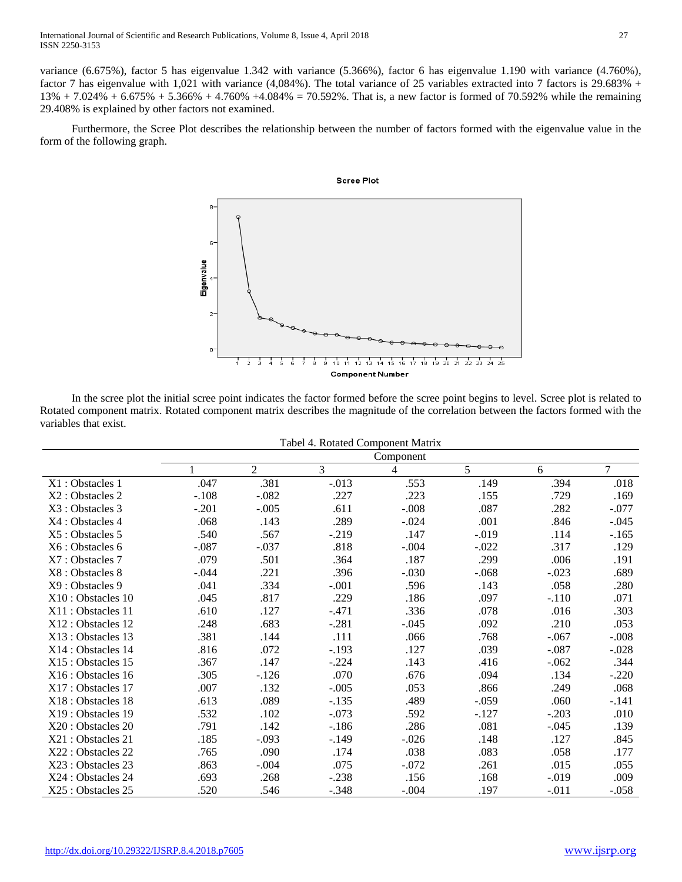variance (6.675%), factor 5 has eigenvalue 1.342 with variance (5.366%), factor 6 has eigenvalue 1.190 with variance (4.760%), factor 7 has eigenvalue with 1,021 with variance (4,084%). The total variance of 25 variables extracted into 7 factors is 29.683% + 13% + 7.024% + 6.675% + 5.366% + 4.760% +4.084% = 70.592%. That is, a new factor is formed of 70.592% while the remaining 29.408% is explained by other factors not examined.

Furthermore, the Scree Plot describes the relationship between the number of factors formed with the eigenvalue value in the form of the following graph.

In the scree plot the initial scree point indicates the factor formed before the scree point begins to level. Scree plot is related to Rotated component matrix. Rotated component matrix describes the magnitude of the correlation between the factors formed with the variables that exist.

Tabel 4. Rotated Component Matrix

| | Component | | | | | | |
|---|---|---|---|---|---|---|---|
| | 1 | 2 | 3 | 4 | 5 | 6 | 7 |
| X1 : Obstacles 1 | .047 | .381 | -.013 | .553 | .149 | .394 | .018 |
| X2 : Obstacles 2 | -.108 | -.082 | .227 | .223 | .155 | .729 | .169 |
| X3 : Obstacles 3 | -.201 | -.005 | .611 | -.008 | .087 | .282 | -.077 |
| X4 : Obstacles 4 | .068 | .143 | .289 | -.024 | .001 | .846 | -.045 |
| X5 : Obstacles 5 | .540 | .567 | -.219 | .147 | -.019 | .114 | -.165 |
| X6 : Obstacles 6 | -.087 | -.037 | .818 | -.004 | -.022 | .317 | .129 |
| X7 : Obstacles 7 | .079 | .501 | .364 | .187 | .299 | .006 | .191 |
| X8 : Obstacles 8 | -.044 | .221 | .396 | -.030 | -.068 | -.023 | .689 |
| X9 : Obstacles 9 | .041 | .334 | -.001 | .596 | .143 | .058 | .280 |
| X10 : Obstacles 10 | .045 | .817 | .229 | .186 | .097 | -.110 | .071 |
| X11 : Obstacles 11 | .610 | .127 | -.471 | .336 | .078 | .016 | .303 |
| X12 : Obstacles 12 | .248 | .683 | -.281 | -.045 | .092 | .210 | .053 |
| X13 : Obstacles 13 | .381 | .144 | .111 | .066 | .768 | -.067 | -.008 |
| X14 : Obstacles 14 | .816 | .072 | -.193 | .127 | .039 | -.087 | -.028 |
| X15 : Obstacles 15 | .367 | .147 | -.224 | .143 | .416 | -.062 | .344 |
| X16 : Obstacles 16 | .305 | -.126 | .070 | .676 | .094 | .134 | -.220 |
| X17 : Obstacles 17 | .007 | .132 | -.005 | .053 | .866 | .249 | .068 |
| X18 : Obstacles 18 | .613 | .089 | -.135 | .489 | -.059 | .060 | -.141 |
| X19 : Obstacles 19 | .532 | .102 | -.073 | .592 | -.127 | -.203 | .010 |
| X20 : Obstacles 20 | .791 | .142 | -.186 | .286 | .081 | -.045 | .139 |
| X21 : Obstacles 21 | .185 | -.093 | -.149 | -.026 | .148 | .127 | .845 |
| X22 : Obstacles 22 | .765 | .090 | .174 | .038 | .083 | .058 | .177 |
| X23 : Obstacles 23 | .863 | -.004 | .075 | -.072 | .261 | .015 | .055 |
| X24 : Obstacles 24 | .693 | .268 | -.238 | .156 | .168 | -.019 | .009 |
| X25 : Obstacles 25 | .520 | .546 | -.348 | -.004 | .197 | -.011 | -.058 |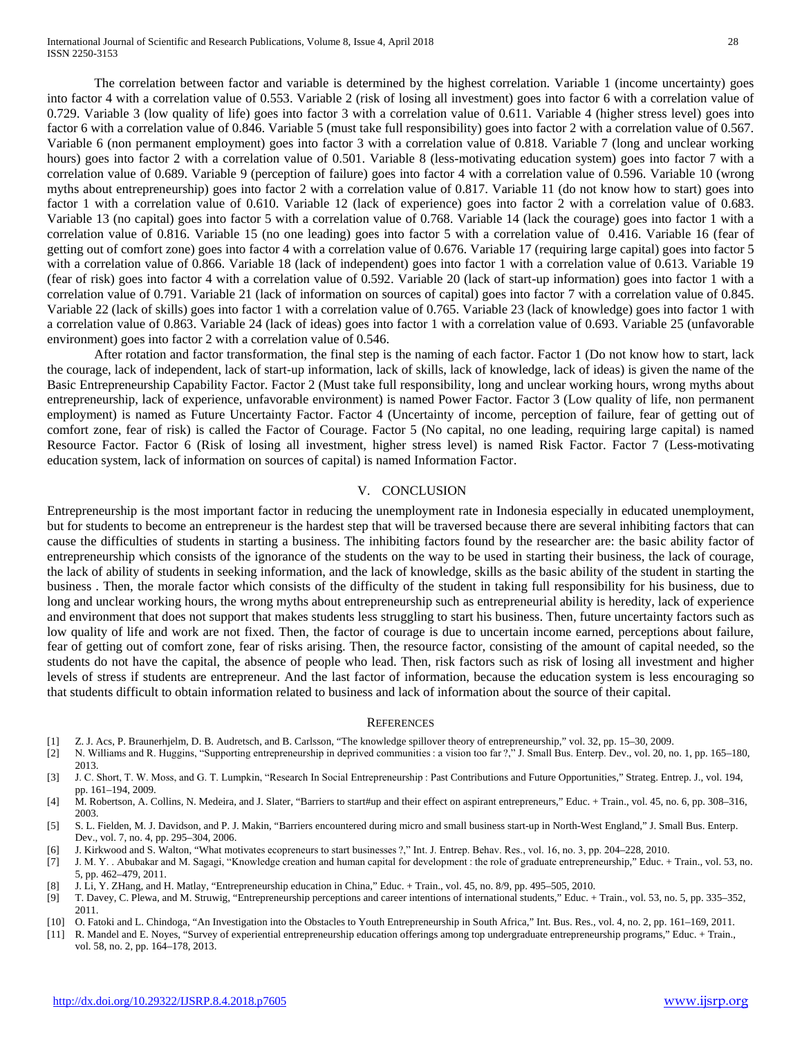The correlation between factor and variable is determined by the highest correlation. Variable 1 (income uncertainty) goes into factor 4 with a correlation value of 0.553. Variable 2 (risk of losing all investment) goes into factor 6 with a correlation value of 0.729. Variable 3 (low quality of life) goes into factor 3 with a correlation value of 0.611. Variable 4 (higher stress level) goes into factor 6 with a correlation value of 0.846. Variable 5 (must take full responsibility) goes into factor 2 with a correlation value of 0.567. Variable 6 (non permanent employment) goes into factor 3 with a correlation value of 0.818. Variable 7 (long and unclear working hours) goes into factor 2 with a correlation value of 0.501. Variable 8 (less-motivating education system) goes into factor 7 with a correlation value of 0.689. Variable 9 (perception of failure) goes into factor 4 with a correlation value of 0.596. Variable 10 (wrong myths about entrepreneurship) goes into factor 2 with a correlation value of 0.817. Variable 11 (do not know how to start) goes into factor 1 with a correlation value of 0.610. Variable 12 (lack of experience) goes into factor 2 with a correlation value of 0.683. Variable 13 (no capital) goes into factor 5 with a correlation value of 0.768. Variable 14 (lack the courage) goes into factor 1 with a correlation value of 0.816. Variable 15 (no one leading) goes into factor 5 with a correlation value of 0.416. Variable 16 (fear of getting out of comfort zone) goes into factor 4 with a correlation value of 0.676. Variable 17 (requiring large capital) goes into factor 5 with a correlation value of 0.866. Variable 18 (lack of independent) goes into factor 1 with a correlation value of 0.613. Variable 19 (fear of risk) goes into factor 4 with a correlation value of 0.592. Variable 20 (lack of start-up information) goes into factor 1 with a correlation value of 0.791. Variable 21 (lack of information on sources of capital) goes into factor 7 with a correlation value of 0.845. Variable 22 (lack of skills) goes into factor 1 with a correlation value of 0.765. Variable 23 (lack of knowledge) goes into factor 1 with a correlation value of 0.863. Variable 24 (lack of ideas) goes into factor 1 with a correlation value of 0.693. Variable 25 (unfavorable environment) goes into factor 2 with a correlation value of 0.546.

After rotation and factor transformation, the final step is the naming of each factor. Factor 1 (Do not know how to start, lack the courage, lack of independent, lack of start-up information, lack of skills, lack of knowledge, lack of ideas) is given the name of the Basic Entrepreneurship Capability Factor. Factor 2 (Must take full responsibility, long and unclear working hours, wrong myths about entrepreneurship, lack of experience, unfavorable environment) is named Power Factor. Factor 3 (Low quality of life, non permanent employment) is named as Future Uncertainty Factor. Factor 4 (Uncertainty of income, perception of failure, fear of getting out of comfort zone, fear of risk) is called the Factor of Courage. Factor 5 (No capital, no one leading, requiring large capital) is named Resource Factor. Factor 6 (Risk of losing all investment, higher stress level) is named Risk Factor. Factor 7 (Less-motivating education system, lack of information on sources of capital) is named Information Factor.

## V. CONCLUSION

Entrepreneurship is the most important factor in reducing the unemployment rate in Indonesia especially in educated unemployment, but for students to become an entrepreneur is the hardest step that will be traversed because there are several inhibiting factors that can cause the difficulties of students in starting a business. The inhibiting factors found by the researcher are: the basic ability factor of entrepreneurship which consists of the ignorance of the students on the way to be used in starting their business, the lack of courage, the lack of ability of students in seeking information, and the lack of knowledge, skills as the basic ability of the student in starting the business . Then, the morale factor which consists of the difficulty of the student in taking full responsibility for his business, due to long and unclear working hours, the wrong myths about entrepreneurship such as entrepreneurial ability is heredity, lack of experience and environment that does not support that makes students less struggling to start his business. Then, future uncertainty factors such as low quality of life and work are not fixed. Then, the factor of courage is due to uncertain income earned, perceptions about failure, fear of getting out of comfort zone, fear of risks arising. Then, the resource factor, consisting of the amount of capital needed, so the students do not have the capital, the absence of people who lead. Then, risk factors such as risk of losing all investment and higher levels of stress if students are entrepreneur. And the last factor of information, because the education system is less encouraging so that students difficult to obtain information related to business and lack of information about the source of their capital.

## REFERENCES

[1] Z. J. Acs, P. Braunerhjelm, D. B. Audretsch, and B. Carlsson, "The knowledge spillover theory of entrepreneurship," vol. 32, pp. 15–30, 2009.

[2] N. Williams and R. Huggins, "Supporting entrepreneurship in deprived communities : a vision too far ?," J. Small Bus. Enterp. Dev., vol. 20, no. 1, pp. 165–180, 2013.

[3] J. C. Short, T. W. Moss, and G. T. Lumpkin, "Research In Social Entrepreneurship : Past Contributions and Future Opportunities," Strateg. Entrep. J., vol. 194, pp. 161–194, 2009.

[4] M. Robertson, A. Collins, N. Medeira, and J. Slater, "Barriers to start#up and their effect on aspirant entrepreneurs," Educ. + Train., vol. 45, no. 6, pp. 308–316, 2003.

[5] S. L. Fielden, M. J. Davidson, and P. J. Makin, "Barriers encountered during micro and small business start-up in North-West England," J. Small Bus. Enterp. Dev., vol. 7, no. 4, pp. 295–304, 2006.

[6] J. Kirkwood and S. Walton, "What motivates ecopreneurs to start businesses ?," Int. J. Entrep. Behav. Res., vol. 16, no. 3, pp. 204–228, 2010.

[7] J. M. Y. . Abubakar and M. Sagagi, "Knowledge creation and human capital for development : the role of graduate entrepreneurship," Educ. + Train., vol. 53, no. 5, pp. 462–479, 2011.

[8] J. Li, Y. ZHang, and H. Matlay, "Entrepreneurship education in China," Educ. + Train., vol. 45, no. 8/9, pp. 495–505, 2010.

[9] T. Davey, C. Plewa, and M. Struwig, "Entrepreneurship perceptions and career intentions of international students," Educ. + Train., vol. 53, no. 5, pp. 335–352, 2011.

[10] O. Fatoki and L. Chindoga, "An Investigation into the Obstacles to Youth Entrepreneurship in South Africa," Int. Bus. Res., vol. 4, no. 2, pp. 161–169, 2011.

[11] R. Mandel and E. Noyes, "Survey of experiential entrepreneurship education offerings among top undergraduate entrepreneurship programs," Educ. + Train., vol. 58, no. 2, pp. 164–178, 2013.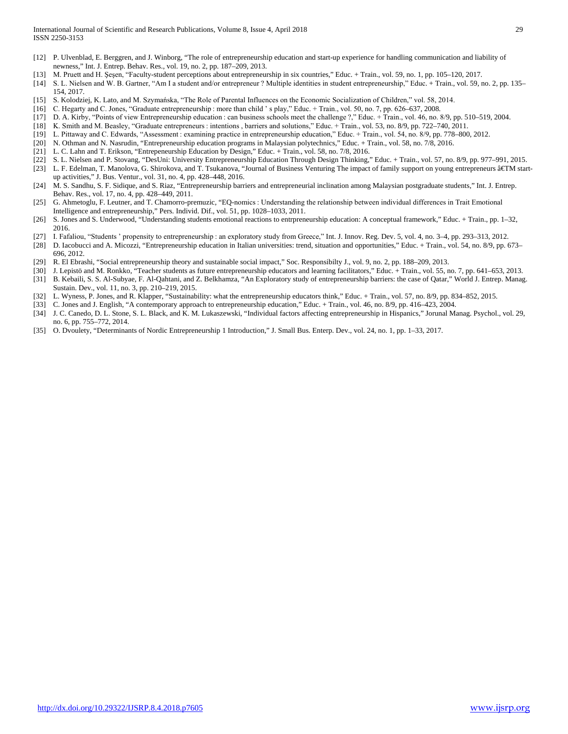[12] P. Ulvenblad, E. Berggren, and J. Winborg, "The role of entrepreneurship education and start-up experience for handling communication and liability of newness," Int. J. Entrep. Behav. Res., vol. 19, no. 2, pp. 187–209, 2013.

[13] M. Pruett and H. Şeşen, "Faculty-student perceptions about entrepreneurship in six countries," Educ. + Train., vol. 59, no. 1, pp. 105–120, 2017.

[14] S. L. Nielsen and W. B. Gartner, "Am I a student and/or entrepreneur ? Multiple identities in student entrepreneurship," Educ. + Train., vol. 59, no. 2, pp. 135–154, 2017.

[15] S. Kolodziej, K. Lato, and M. Szymańska, "The Role of Parental Influences on the Economic Socialization of Children," vol. 58, 2014.

[16] C. Hegarty and C. Jones, "Graduate entrepreneurship : more than child ' s play," Educ. + Train., vol. 50, no. 7, pp. 626–637, 2008.

[17] D. A. Kirby, "Points of view Entrepreneurship education : can business schools meet the challenge ?," Educ. + Train., vol. 46, no. 8/9, pp. 510–519, 2004.

[18] K. Smith and M. Beasley, "Graduate entrepreneurs : intentions , barriers and solutions," Educ. + Train., vol. 53, no. 8/9, pp. 722–740, 2011.

[19] L. Pittaway and C. Edwards, "Assessment : examining practice in entrepreneurship education," Educ. + Train., vol. 54, no. 8/9, pp. 778–800, 2012.

[20] N. Othman and N. Nasrudin, "Entrepreneurship education programs in Malaysian polytechnics," Educ. + Train., vol. 58, no. 7/8, 2016.

[21] L. C. Lahn and T. Erikson, "Entrepeneurship Education by Design," Educ. + Train., vol. 58, no. 7/8, 2016.

[22] S. L. Nielsen and P. Stovang, "DesUni: University Entrepreneurship Education Through Design Thinking," Educ. + Train., vol. 57, no. 8/9, pp. 977–991, 2015.

[23] L. F. Edelman, T. Manolova, G. Shirokova, and T. Tsukanova, "Journal of Business Venturing The impact of family support on young entrepreneurs â€TM start-up activities," J. Bus. Ventur., vol. 31, no. 4, pp. 428–448, 2016.

[24] M. S. Sandhu, S. F. Sidique, and S. Riaz, "Entrepreneurship barriers and entrepreneurial inclination among Malaysian postgraduate students," Int. J. Entrep. Behav. Res., vol. 17, no. 4, pp. 428–449, 2011.

[25] G. Ahmetoglu, F. Leutner, and T. Chamorro-premuzic, "EQ-nomics : Understanding the relationship between individual differences in Trait Emotional Intelligence and entrepreneurship," Pers. Individ. Dif., vol. 51, pp. 1028–1033, 2011.

[26] S. Jones and S. Underwood, "Understanding students emotional reactions to entrpreneurship education: A conceptual framework," Educ. + Train., pp. 1–32, 2016.

[27] I. Fafaliou, "Students ' propensity to entrepreneurship : an exploratory study from Greece," Int. J. Innov. Reg. Dev. 5, vol. 4, no. 3–4, pp. 293–313, 2012.

[28] D. Iacobucci and A. Micozzi, "Entrepreneurship education in Italian universities: trend, situation and opportunities," Educ. + Train., vol. 54, no. 8/9, pp. 673–696, 2012.

[29] R. El Ebrashi, "Social entrepreneurship theory and sustainable social impact," Soc. Responsibilty J., vol. 9, no. 2, pp. 188–209, 2013.

[30] J. Lepistö and M. Ronkko, "Teacher students as future entrepreneurship educators and learning facilitators," Educ. + Train., vol. 55, no. 7, pp. 641–653, 2013.

[31] B. Kebaili, S. S. Al-Subyae, F. Al-Qahtani, and Z. Belkhamza, "An Exploratory study of entrepreneurship barriers: the case of Qatar," World J. Entrep. Manag. Sustain. Dev., vol. 11, no. 3, pp. 210–219, 2015.

[32] L. Wyness, P. Jones, and R. Klapper, "Sustainability: what the entrepreneurship educators think," Educ. + Train., vol. 57, no. 8/9, pp. 834–852, 2015.

[33] C. Jones and J. English, "A contemporary approach to entrepreneurship education," Educ. + Train., vol. 46, no. 8/9, pp. 416–423, 2004.

[34] J. C. Canedo, D. L. Stone, S. L. Black, and K. M. Lukaszewski, "Individual factors affecting entrepreneurship in Hispanics," Jorunal Manag. Psychol., vol. 29, no. 6, pp. 755–772, 2014.

[35] O. Dvoulety, "Determinants of Nordic Entrepreneurship 1 Introduction," J. Small Bus. Enterp. Dev., vol. 24, no. 1, pp. 1–33, 2017.